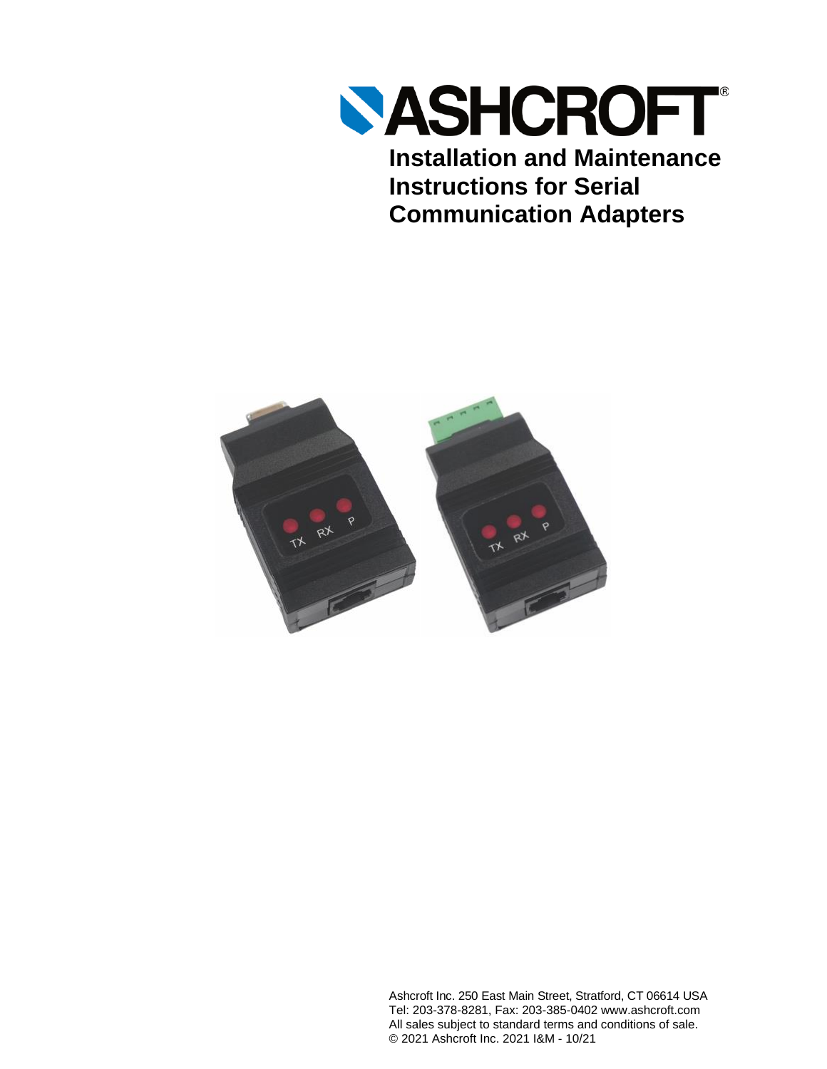ASHCROFT®

# Installation and Maintenance Instructions for Serial Communication Adapters

Ashcroft Inc. 250 East Main Street, Stratford, CT 06614 USA
Tel: 203-378-8281, Fax: 203-385-0402 www.ashcroft.com
All sales subject to standard terms and conditions of sale.
© 2021 Ashcroft Inc. 2021 I&M - 10/21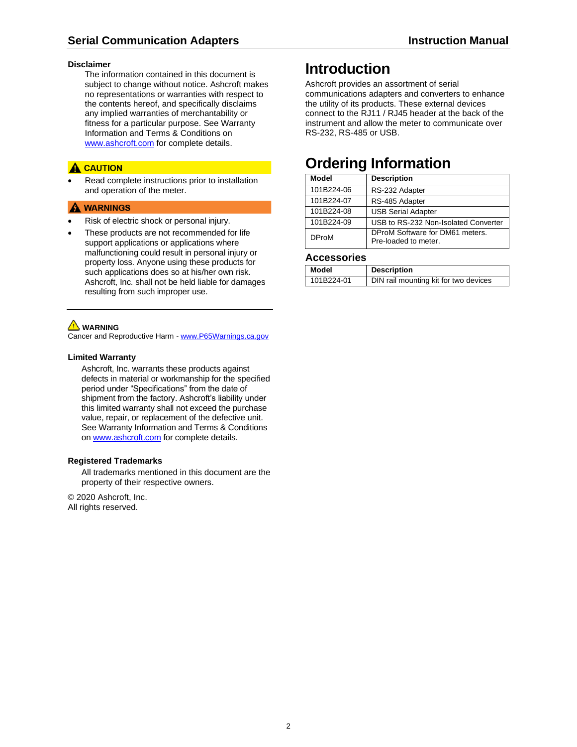**Disclaimer**

The information contained in this document is subject to change without notice. Ashcroft makes no representations or warranties with respect to the contents hereof, and specifically disclaims any implied warranties of merchantability or fitness for a particular purpose. See Warranty Information and Terms & Conditions on www.ashcroft.com for complete details.

**CAUTION**

- Read complete instructions prior to installation and operation of the meter.

**WARNINGS**

- Risk of electric shock or personal injury.
- These products are not recommended for life support applications or applications where malfunctioning could result in personal injury or property loss. Anyone using these products for such applications does so at his/her own risk. Ashcroft, Inc. shall not be held liable for damages resulting from such improper use.

---

**WARNING**

Cancer and Reproductive Harm - www.P65Warnings.ca.gov

**Limited Warranty**

Ashcroft, Inc. warrants these products against defects in material or workmanship for the specified period under "Specifications" from the date of shipment from the factory. Ashcroft's liability under this limited warranty shall not exceed the purchase value, repair, or replacement of the defective unit. See Warranty Information and Terms & Conditions on www.ashcroft.com for complete details.

**Registered Trademarks**

All trademarks mentioned in this document are the property of their respective owners.

© 2020 Ashcroft, Inc.
All rights reserved.

# Introduction

Ashcroft provides an assortment of serial communications adapters and converters to enhance the utility of its products. These external devices connect to the RJ11 / RJ45 header at the back of the instrument and allow the meter to communicate over RS-232, RS-485 or USB.

# Ordering Information

| Model | Description |
|---|---|
| 101B224-06 | RS-232 Adapter |
| 101B224-07 | RS-485 Adapter |
| 101B224-08 | USB Serial Adapter |
| 101B224-09 | USB to RS-232 Non-Isolated Converter |
| DProM | DProM Software for DM61 meters. Pre-loaded to meter. |

## Accessories

| Model | Description |
|---|---|
| 101B224-01 | DIN rail mounting kit for two devices |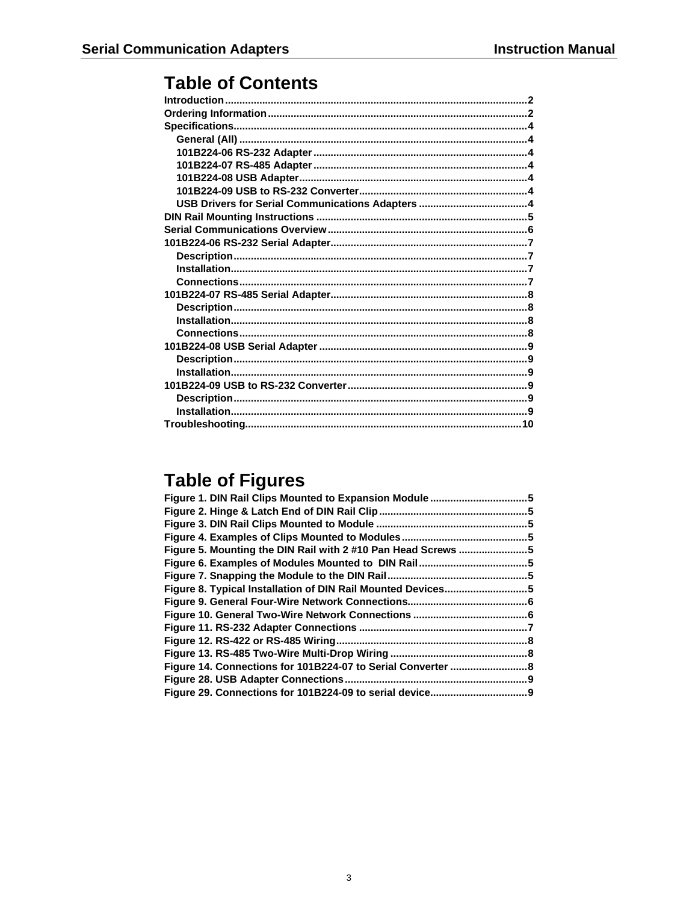# Table of Contents

Introduction........................................................................................................2
Ordering Information..........................................................................................2
Specifications......................................................................................................4
- General (All)....................................................................................................4
- 101B224-06 RS-232 Adapter...........................................................................4
- 101B224-07 RS-485 Adapter...........................................................................4
- 101B224-08 USB Adapter...............................................................................4
- 101B224-09 USB to RS-232 Converter...........................................................4
- USB Drivers for Serial Communications Adapters.........................................4

DIN Rail Mounting Instructions.........................................................................5
Serial Communications Overview.....................................................................6
101B224-06 RS-232 Serial Adapter....................................................................7
- Description......................................................................................................7
- Installation.......................................................................................................7
- Connections....................................................................................................7

101B224-07 RS-485 Serial Adapter....................................................................8
- Description......................................................................................................8
- Installation.......................................................................................................8
- Connections....................................................................................................8

101B224-08 USB Serial Adapter........................................................................9
- Description......................................................................................................9
- Installation.......................................................................................................9

101B224-09 USB to RS-232 Converter..............................................................9
- Description......................................................................................................9
- Installation.......................................................................................................9

Troubleshooting................................................................................................10

# Table of Figures

Figure 1. DIN Rail Clips Mounted to Expansion Module..................................5
Figure 2. Hinge & Latch End of DIN Rail Clip...................................................5
Figure 3. DIN Rail Clips Mounted to Module....................................................5
Figure 4. Examples of Clips Mounted to Modules...........................................5
Figure 5. Mounting the DIN Rail with 2 #10 Pan Head Screws........................5
Figure 6. Examples of Modules Mounted to DIN Rail......................................5
Figure 7. Snapping the Module to the DIN Rail.................................................5
Figure 8. Typical Installation of DIN Rail Mounted Devices.............................5
Figure 9. General Four-Wire Network Connections.........................................6
Figure 10. General Two-Wire Network Connections.......................................6
Figure 11. RS-232 Adapter Connections...........................................................7
Figure 12. RS-422 or RS-485 Wiring..................................................................8
Figure 13. RS-485 Two-Wire Multi-Drop Wiring...............................................8
Figure 14. Connections for 101B224-07 to Serial Converter...........................8
Figure 28. USB Adapter Connections...............................................................9
Figure 29. Connections for 101B224-09 to serial device.................................9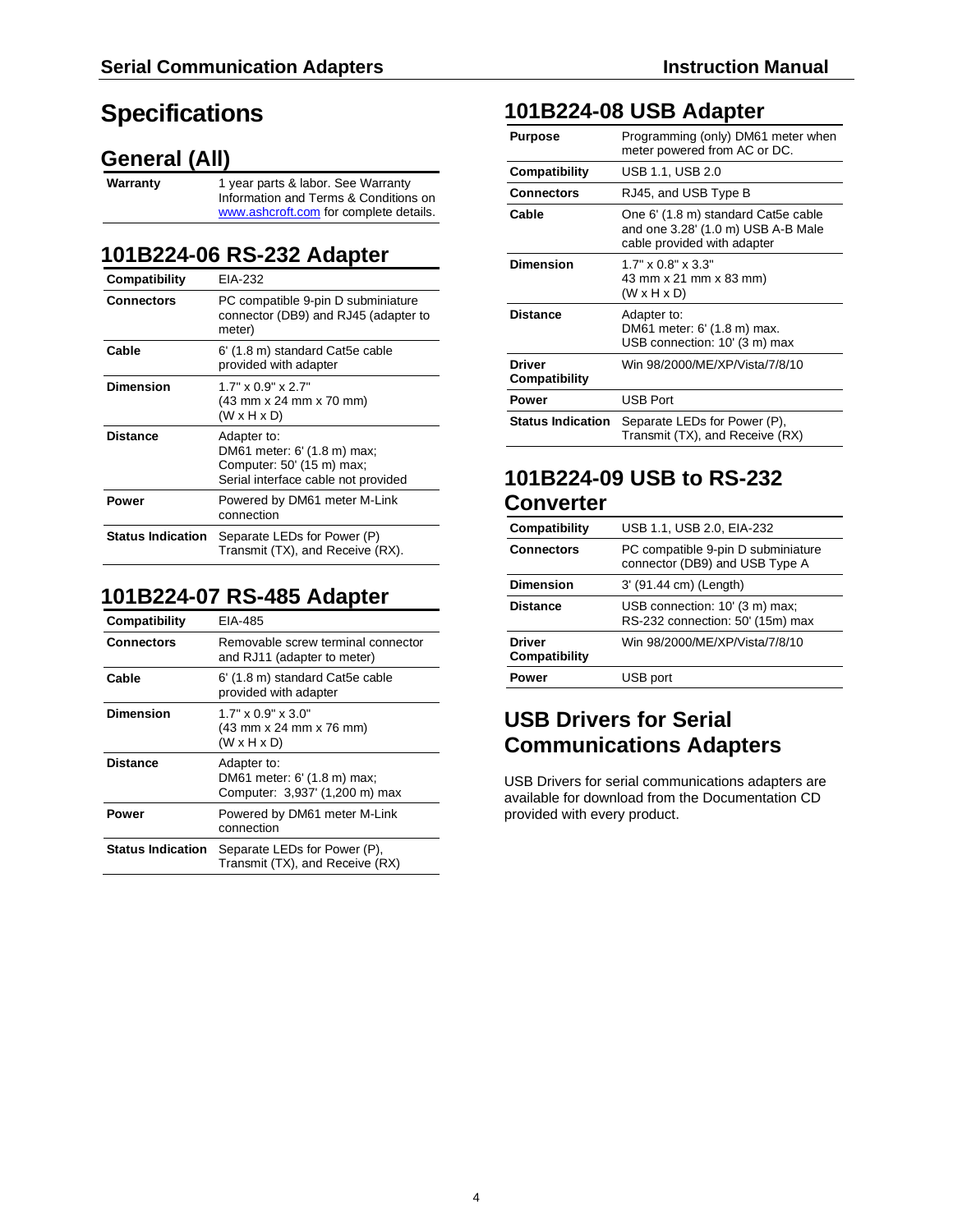# Specifications

## General (All)

| | |
|---|---|
| **Warranty** | 1 year parts & labor. See Warranty Information and Terms & Conditions on www.ashcroft.com for complete details. |

## 101B224-06 RS-232 Adapter

| | |
|---|---|
| **Compatibility** | EIA-232 |
| **Connectors** | PC compatible 9-pin D subminiature connector (DB9) and RJ45 (adapter to meter) |
| **Cable** | 6' (1.8 m) standard Cat5e cable provided with adapter |
| **Dimension** | 1.7" x 0.9" x 2.7" (43 mm x 24 mm x 70 mm) (W x H x D) |
| **Distance** | Adapter to: DM61 meter: 6' (1.8 m) max; Computer: 50' (15 m) max; Serial interface cable not provided |
| **Power** | Powered by DM61 meter M-Link connection |
| **Status Indication** | Separate LEDs for Power (P) Transmit (TX), and Receive (RX). |

## 101B224-07 RS-485 Adapter

| | |
|---|---|
| **Compatibility** | EIA-485 |
| **Connectors** | Removable screw terminal connector and RJ11 (adapter to meter) |
| **Cable** | 6' (1.8 m) standard Cat5e cable provided with adapter |
| **Dimension** | 1.7" x 0.9" x 3.0" (43 mm x 24 mm x 76 mm) (W x H x D) |
| **Distance** | Adapter to: DM61 meter: 6' (1.8 m) max; Computer: 3,937' (1,200 m) max |
| **Power** | Powered by DM61 meter M-Link connection |
| **Status Indication** | Separate LEDs for Power (P), Transmit (TX), and Receive (RX) |

## 101B224-08 USB Adapter

| | |
|---|---|
| **Purpose** | Programming (only) DM61 meter when meter powered from AC or DC. |
| **Compatibility** | USB 1.1, USB 2.0 |
| **Connectors** | RJ45, and USB Type B |
| **Cable** | One 6' (1.8 m) standard Cat5e cable and one 3.28' (1.0 m) USB A-B Male cable provided with adapter |
| **Dimension** | 1.7" x 0.8" x 3.3" 43 mm x 21 mm x 83 mm) (W x H x D) |
| **Distance** | Adapter to: DM61 meter: 6' (1.8 m) max. USB connection: 10' (3 m) max |
| **Driver Compatibility** | Win 98/2000/ME/XP/Vista/7/8/10 |
| **Power** | USB Port |
| **Status Indication** | Separate LEDs for Power (P), Transmit (TX), and Receive (RX) |

## 101B224-09 USB to RS-232 Converter

| | |
|---|---|
| **Compatibility** | USB 1.1, USB 2.0, EIA-232 |
| **Connectors** | PC compatible 9-pin D subminiature connector (DB9) and USB Type A |
| **Dimension** | 3' (91.44 cm) (Length) |
| **Distance** | USB connection: 10' (3 m) max; RS-232 connection: 50' (15m) max |
| **Driver Compatibility** | Win 98/2000/ME/XP/Vista/7/8/10 |
| **Power** | USB port |

## USB Drivers for Serial Communications Adapters

USB Drivers for serial communications adapters are available for download from the Documentation CD provided with every product.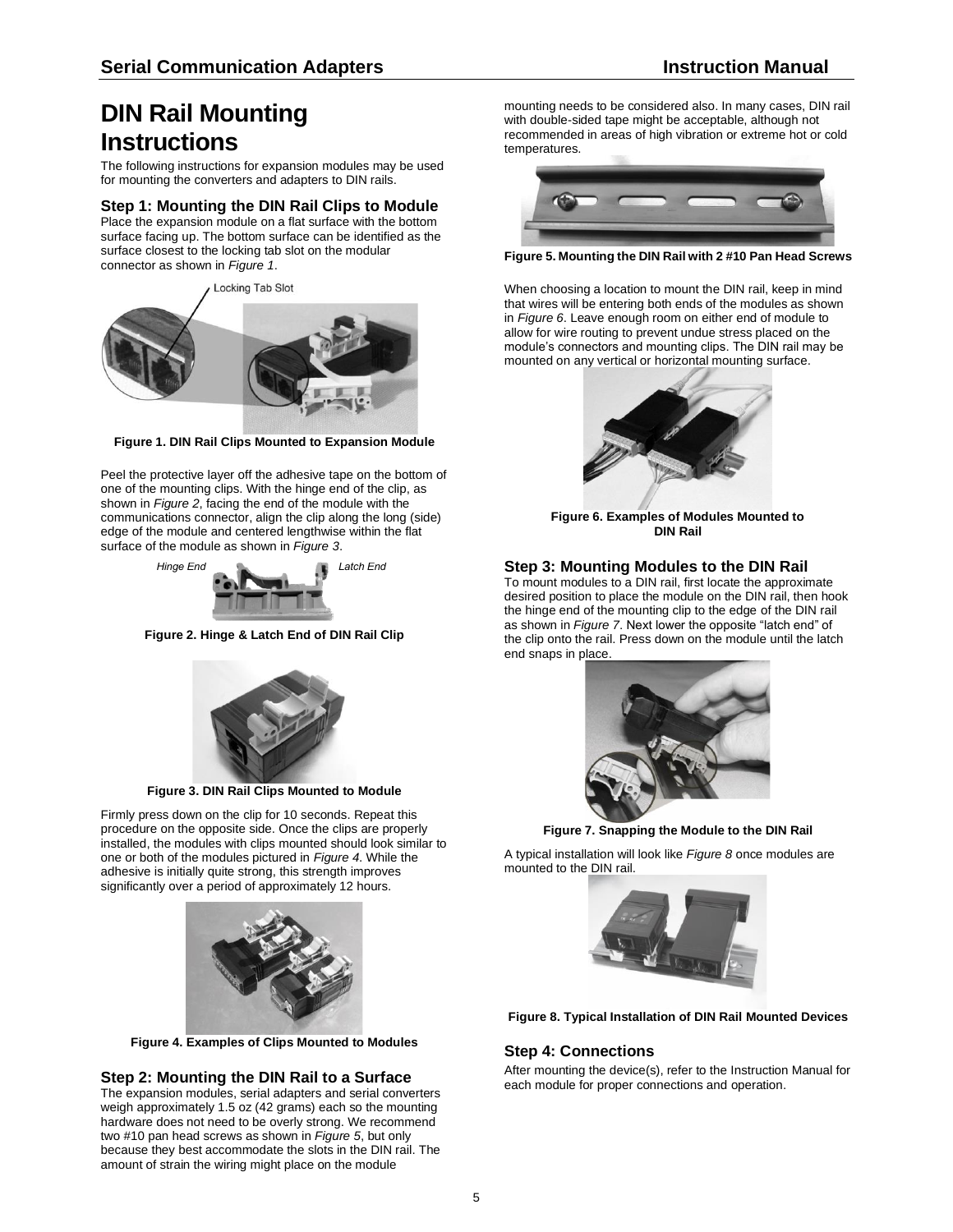# DIN Rail Mounting Instructions

The following instructions for expansion modules may be used for mounting the converters and adapters to DIN rails.

### Step 1: Mounting the DIN Rail Clips to Module

Place the expansion module on a flat surface with the bottom surface facing up. The bottom surface can be identified as the surface closest to the locking tab slot on the modular connector as shown in *Figure 1*.

Locking Tab Slot

**Figure 1. DIN Rail Clips Mounted to Expansion Module**

Peel the protective layer off the adhesive tape on the bottom of one of the mounting clips. With the hinge end of the clip, as shown in *Figure 2*, facing the end of the module with the communications connector, align the clip along the long (side) edge of the module and centered lengthwise within the flat surface of the module as shown in *Figure 3*.

*Hinge End* *Latch End*

**Figure 2. Hinge & Latch End of DIN Rail Clip**

**Figure 3. DIN Rail Clips Mounted to Module**

Firmly press down on the clip for 10 seconds. Repeat this procedure on the opposite side. Once the clips are properly installed, the modules with clips mounted should look similar to one or both of the modules pictured in *Figure 4.* While the adhesive is initially quite strong, this strength improves significantly over a period of approximately 12 hours.

**Figure 4. Examples of Clips Mounted to Modules**

### Step 2: Mounting the DIN Rail to a Surface

The expansion modules, serial adapters and serial converters weigh approximately 1.5 oz (42 grams) each so the mounting hardware does not need to be overly strong. We recommend two #10 pan head screws as shown in *Figure 5*, but only because they best accommodate the slots in the DIN rail. The amount of strain the wiring might place on the module mounting needs to be considered also. In many cases, DIN rail with double-sided tape might be acceptable, although not recommended in areas of high vibration or extreme hot or cold temperatures.

**Figure 5. Mounting the DIN Rail with 2 #10 Pan Head Screws**

When choosing a location to mount the DIN rail, keep in mind that wires will be entering both ends of the modules as shown in *Figure 6*. Leave enough room on either end of module to allow for wire routing to prevent undue stress placed on the module's connectors and mounting clips. The DIN rail may be mounted on any vertical or horizontal mounting surface.

**Figure 6. Examples of Modules Mounted to DIN Rail**

### Step 3: Mounting Modules to the DIN Rail

To mount modules to a DIN rail, first locate the approximate desired position to place the module on the DIN rail, then hook the hinge end of the mounting clip to the edge of the DIN rail as shown in *Figure 7*. Next lower the opposite "latch end" of the clip onto the rail. Press down on the module until the latch end snaps in place.

**Figure 7. Snapping the Module to the DIN Rail**

A typical installation will look like *Figure 8* once modules are mounted to the DIN rail.

**Figure 8. Typical Installation of DIN Rail Mounted Devices**

### Step 4: Connections

After mounting the device(s), refer to the Instruction Manual for each module for proper connections and operation.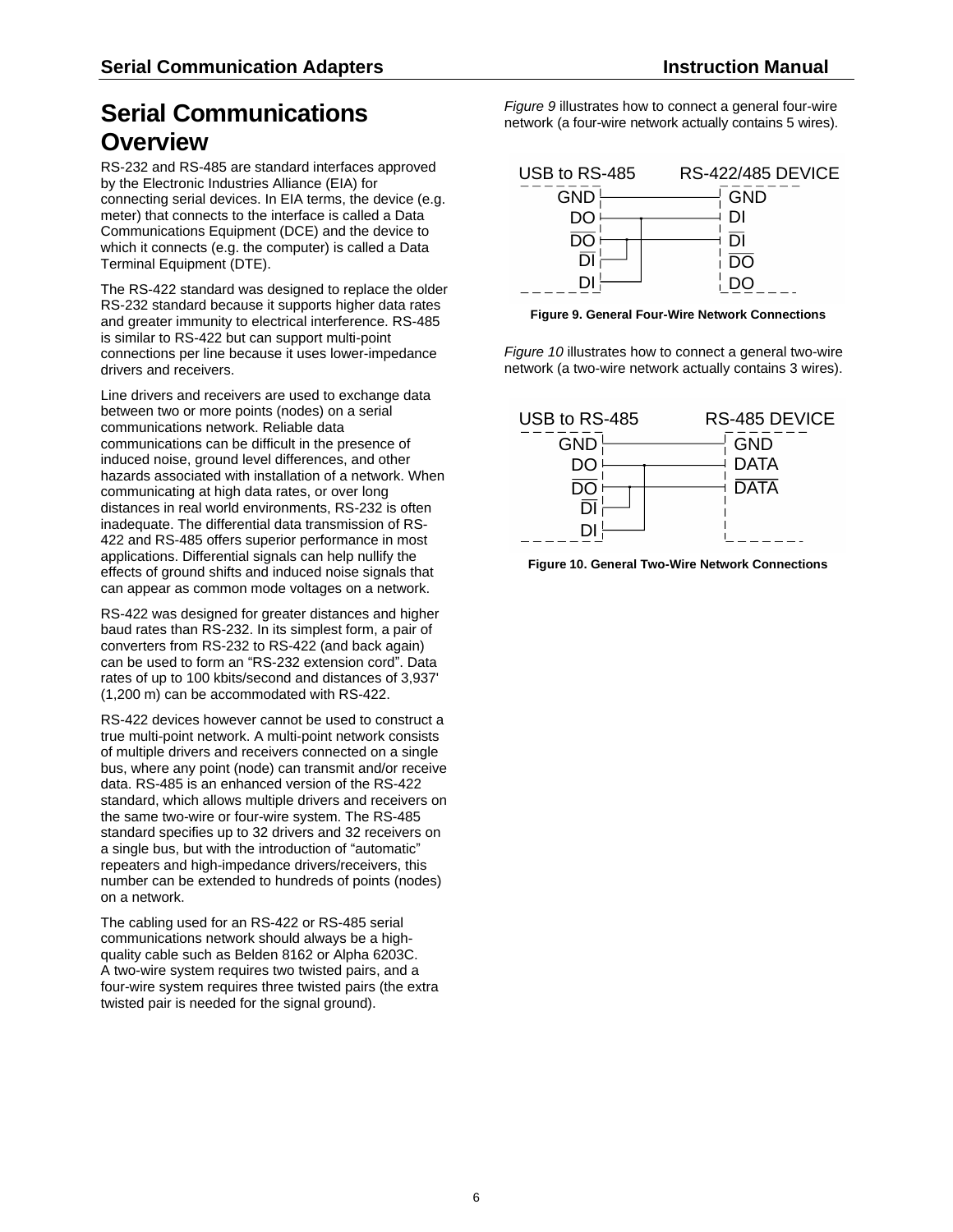# Serial Communications Overview

RS-232 and RS-485 are standard interfaces approved by the Electronic Industries Alliance (EIA) for connecting serial devices. In EIA terms, the device (e.g. meter) that connects to the interface is called a Data Communications Equipment (DCE) and the device to which it connects (e.g. the computer) is called a Data Terminal Equipment (DTE).

The RS-422 standard was designed to replace the older RS-232 standard because it supports higher data rates and greater immunity to electrical interference. RS-485 is similar to RS-422 but can support multi-point connections per line because it uses lower-impedance drivers and receivers.

Line drivers and receivers are used to exchange data between two or more points (nodes) on a serial communications network. Reliable data communications can be difficult in the presence of induced noise, ground level differences, and other hazards associated with installation of a network. When communicating at high data rates, or over long distances in real world environments, RS-232 is often inadequate. The differential data transmission of RS-422 and RS-485 offers superior performance in most applications. Differential signals can help nullify the effects of ground shifts and induced noise signals that can appear as common mode voltages on a network.

RS-422 was designed for greater distances and higher baud rates than RS-232. In its simplest form, a pair of converters from RS-232 to RS-422 (and back again) can be used to form an "RS-232 extension cord". Data rates of up to 100 kbits/second and distances of 3,937' (1,200 m) can be accommodated with RS-422.

RS-422 devices however cannot be used to construct a true multi-point network. A multi-point network consists of multiple drivers and receivers connected on a single bus, where any point (node) can transmit and/or receive data. RS-485 is an enhanced version of the RS-422 standard, which allows multiple drivers and receivers on the same two-wire or four-wire system. The RS-485 standard specifies up to 32 drivers and 32 receivers on a single bus, but with the introduction of "automatic" repeaters and high-impedance drivers/receivers, this number can be extended to hundreds of points (nodes) on a network.

The cabling used for an RS-422 or RS-485 serial communications network should always be a high-quality cable such as Belden 8162 or Alpha 6203C. A two-wire system requires two twisted pairs, and a four-wire system requires three twisted pairs (the extra twisted pair is needed for the signal ground).

*Figure 9* illustrates how to connect a general four-wire network (a four-wire network actually contains 5 wires).

| USB to RS-485 | RS-422/485 DEVICE |
|---|---|
| GND | GND |
| DO | DI |
| $\overline{DO}$ | $\overline{DI}$ |
| $\overline{DI}$ | $\overline{DO}$ |
| DI | DO |

**Figure 9. General Four-Wire Network Connections**

*Figure 10* illustrates how to connect a general two-wire network (a two-wire network actually contains 3 wires).

| USB to RS-485 | RS-485 DEVICE |
|---|---|
| GND | GND |
| DO, DI | DATA |
| $\overline{DO}$, $\overline{DI}$ | $\overline{DATA}$ |

**Figure 10. General Two-Wire Network Connections**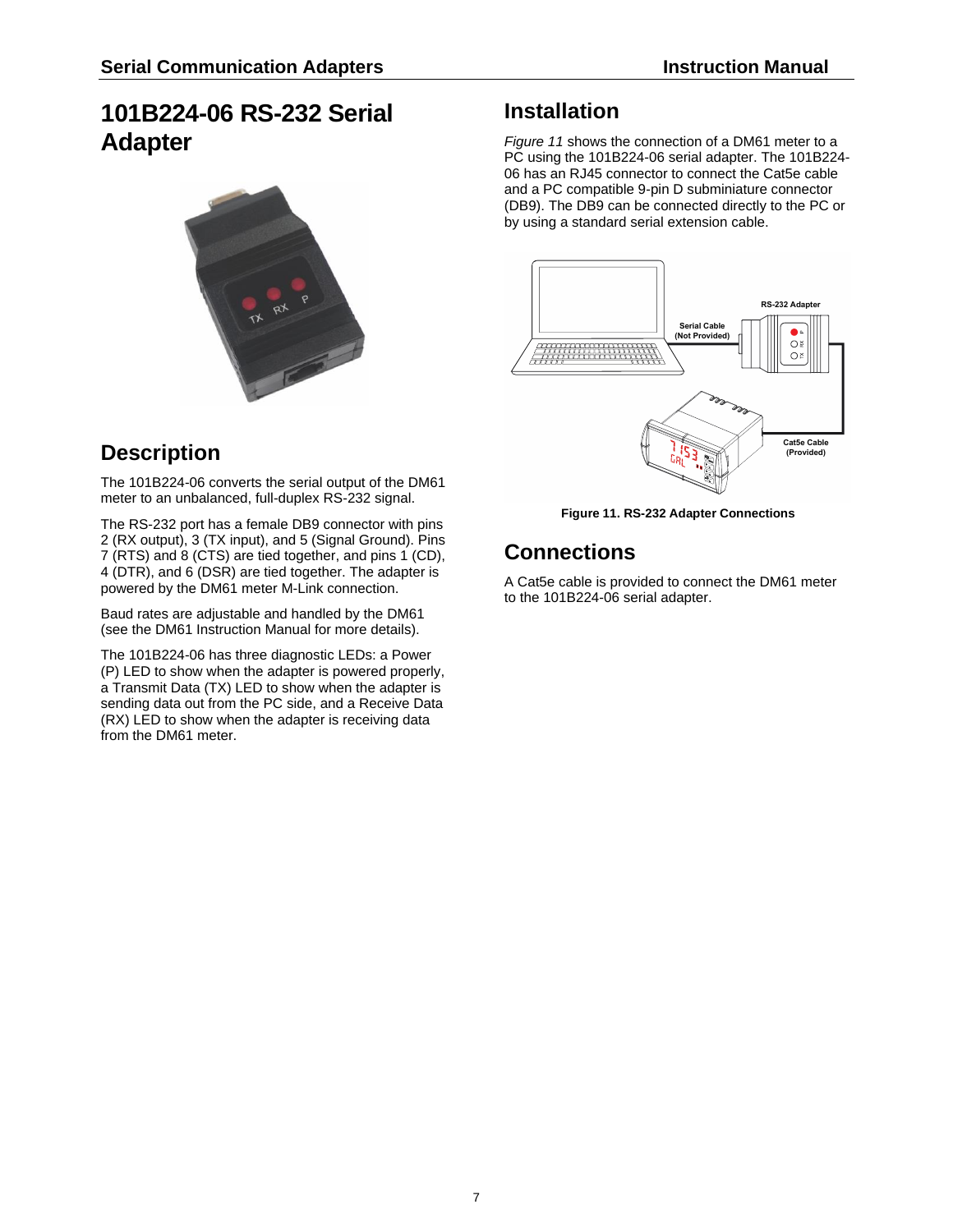# 101B224-06 RS-232 Serial Adapter

## Description

The 101B224-06 converts the serial output of the DM61 meter to an unbalanced, full-duplex RS-232 signal.

The RS-232 port has a female DB9 connector with pins 2 (RX output), 3 (TX input), and 5 (Signal Ground). Pins 7 (RTS) and 8 (CTS) are tied together, and pins 1 (CD), 4 (DTR), and 6 (DSR) are tied together. The adapter is powered by the DM61 meter M-Link connection.

Baud rates are adjustable and handled by the DM61 (see the DM61 Instruction Manual for more details).

The 101B224-06 has three diagnostic LEDs: a Power (P) LED to show when the adapter is powered properly, a Transmit Data (TX) LED to show when the adapter is sending data out from the PC side, and a Receive Data (RX) LED to show when the adapter is receiving data from the DM61 meter.

## Installation

*Figure 11* shows the connection of a DM61 meter to a PC using the 101B224-06 serial adapter. The 101B224-06 has an RJ45 connector to connect the Cat5e cable and a PC compatible 9-pin D subminiature connector (DB9). The DB9 can be connected directly to the PC or by using a standard serial extension cable.

**Figure 11. RS-232 Adapter Connections**

## Connections

A Cat5e cable is provided to connect the DM61 meter to the 101B224-06 serial adapter.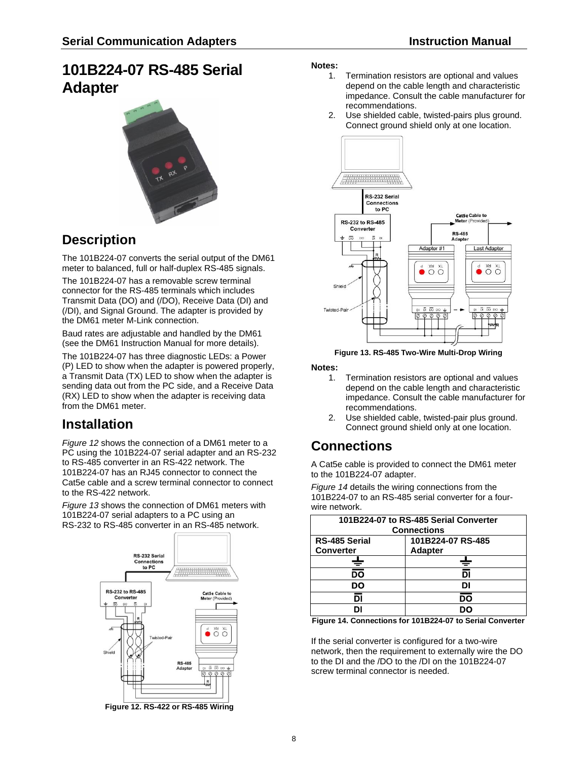# 101B224-07 RS-485 Serial Adapter

## Description

The 101B224-07 converts the serial output of the DM61 meter to balanced, full or half-duplex RS-485 signals.

The 101B224-07 has a removable screw terminal connector for the RS-485 terminals which includes Transmit Data (DO) and (/DO), Receive Data (DI) and (/DI), and Signal Ground. The adapter is provided by the DM61 meter M-Link connection.

Baud rates are adjustable and handled by the DM61 (see the DM61 Instruction Manual for more details).

The 101B224-07 has three diagnostic LEDs: a Power (P) LED to show when the adapter is powered properly, a Transmit Data (TX) LED to show when the adapter is sending data out from the PC side, and a Receive Data (RX) LED to show when the adapter is receiving data from the DM61 meter.

## Installation

*Figure 12* shows the connection of a DM61 meter to a PC using the 101B224-07 serial adapter and an RS-232 to RS-485 converter in an RS-422 network. The 101B224-07 has an RJ45 connector to connect the Cat5e cable and a screw terminal connector to connect to the RS-422 network.

*Figure 13* shows the connection of DM61 meters with 101B224-07 serial adapters to a PC using an RS-232 to RS-485 converter in an RS-485 network.

**Figure 12. RS-422 or RS-485 Wiring**

**Notes:**

1. Termination resistors are optional and values depend on the cable length and characteristic impedance. Consult the cable manufacturer for recommendations.
2. Use shielded cable, twisted-pairs plus ground. Connect ground shield only at one location.

**Figure 13. RS-485 Two-Wire Multi-Drop Wiring**

**Notes:**

1. Termination resistors are optional and values depend on the cable length and characteristic impedance. Consult the cable manufacturer for recommendations.
2. Use shielded cable, twisted-pair plus ground. Connect ground shield only at one location.

## Connections

A Cat5e cable is provided to connect the DM61 meter to the 101B224-07 adapter.

*Figure 14* details the wiring connections from the 101B224-07 to an RS-485 serial converter for a four-wire network.

| 101B224-07 to RS-485 Serial Converter Connections | |
|---|---|
| **RS-485 Serial Converter** | **101B224-07 RS-485 Adapter** |
| ⏚ | ⏚ |
| **/DO** | **/DI** |
| **DO** | **DI** |
| **/DI** | **/DO** |
| **DI** | **DO** |

**Figure 14. Connections for 101B224-07 to Serial Converter**

If the serial converter is configured for a two-wire network, then the requirement to externally wire the DO to the DI and the /DO to the /DI on the 101B224-07 screw terminal connector is needed.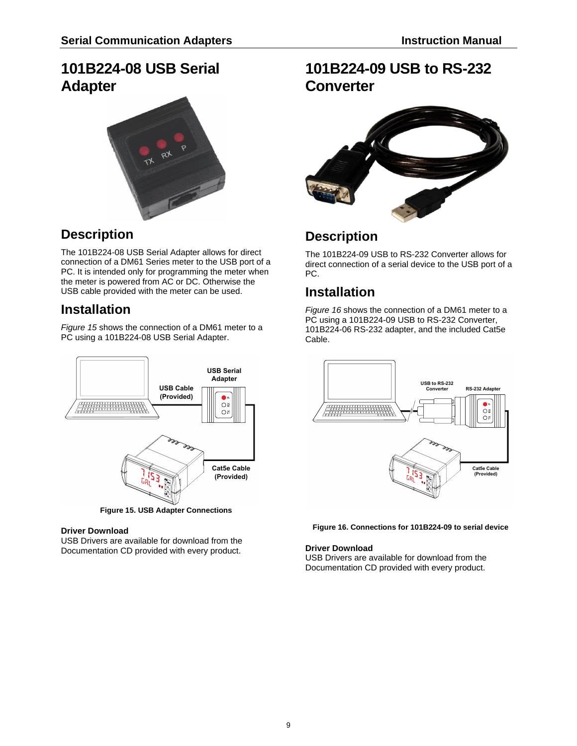# 101B224-08 USB Serial Adapter

## Description

The 101B224-08 USB Serial Adapter allows for direct connection of a DM61 Series meter to the USB port of a PC. It is intended only for programming the meter when the meter is powered from AC or DC. Otherwise the USB cable provided with the meter can be used.

## Installation

*Figure 15* shows the connection of a DM61 meter to a PC using a 101B224-08 USB Serial Adapter.

**Figure 15. USB Adapter Connections**

**Driver Download**
USB Drivers are available for download from the Documentation CD provided with every product.

# 101B224-09 USB to RS-232 Converter

## Description

The 101B224-09 USB to RS-232 Converter allows for direct connection of a serial device to the USB port of a PC.

## Installation

*Figure 16* shows the connection of a DM61 meter to a PC using a 101B224-09 USB to RS-232 Converter, 101B224-06 RS-232 adapter, and the included Cat5e Cable.

**Figure 16. Connections for 101B224-09 to serial device**

**Driver Download**
USB Drivers are available for download from the Documentation CD provided with every product.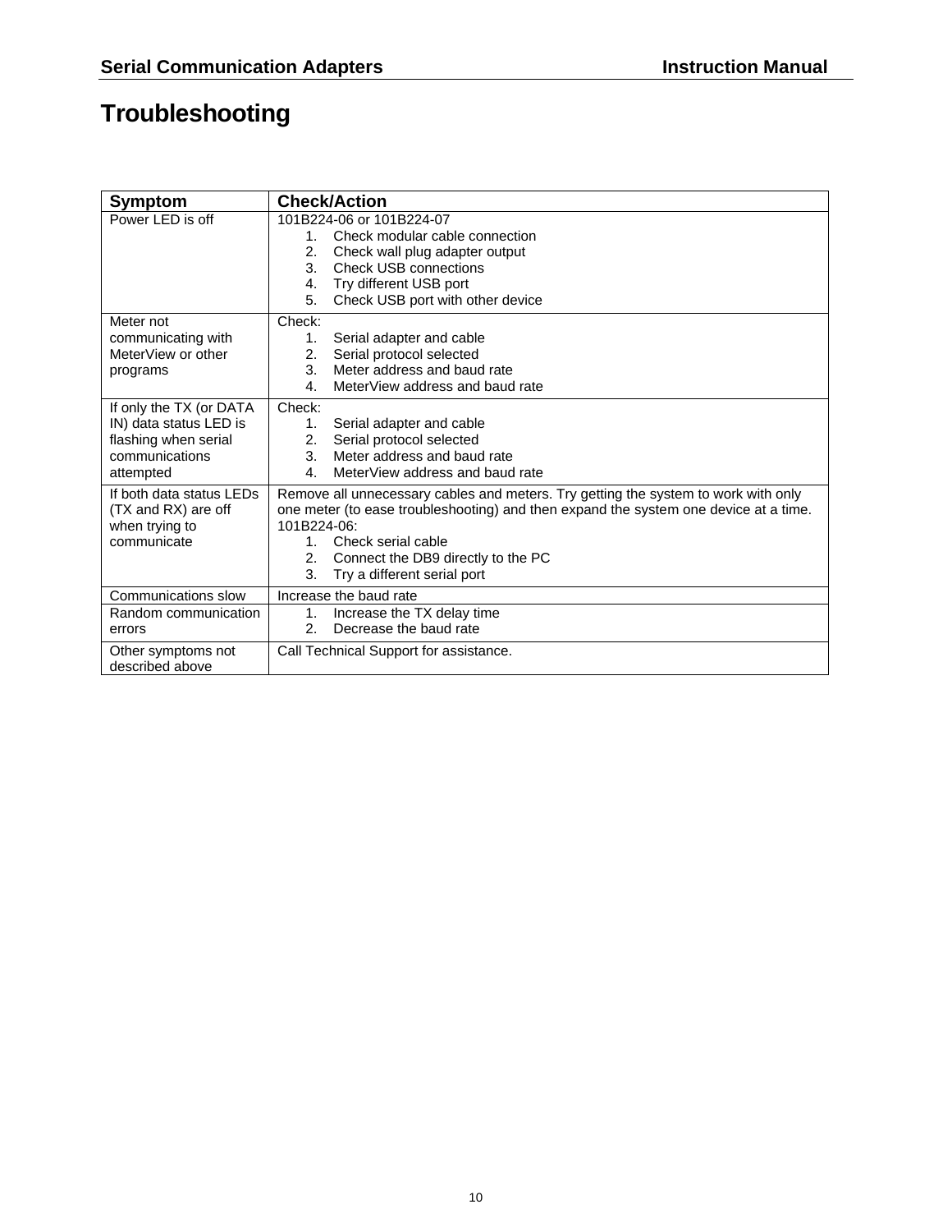# Troubleshooting

| Symptom | Check/Action |
|---|---|
| Power LED is off | 101B224-06 or 101B224-07<br>1. Check modular cable connection<br>2. Check wall plug adapter output<br>3. Check USB connections<br>4. Try different USB port<br>5. Check USB port with other device |
| Meter not communicating with MeterView or other programs | Check:<br>1. Serial adapter and cable<br>2. Serial protocol selected<br>3. Meter address and baud rate<br>4. MeterView address and baud rate |
| If only the TX (or DATA IN) data status LED is flashing when serial communications attempted | Check:<br>1. Serial adapter and cable<br>2. Serial protocol selected<br>3. Meter address and baud rate<br>4. MeterView address and baud rate |
| If both data status LEDs (TX and RX) are off when trying to communicate | Remove all unnecessary cables and meters. Try getting the system to work with only one meter (to ease troubleshooting) and then expand the system one device at a time.<br>101B224-06:<br>1. Check serial cable<br>2. Connect the DB9 directly to the PC<br>3. Try a different serial port |
| Communications slow | Increase the baud rate |
| Random communication errors | 1. Increase the TX delay time<br>2. Decrease the baud rate |
| Other symptoms not described above | Call Technical Support for assistance. |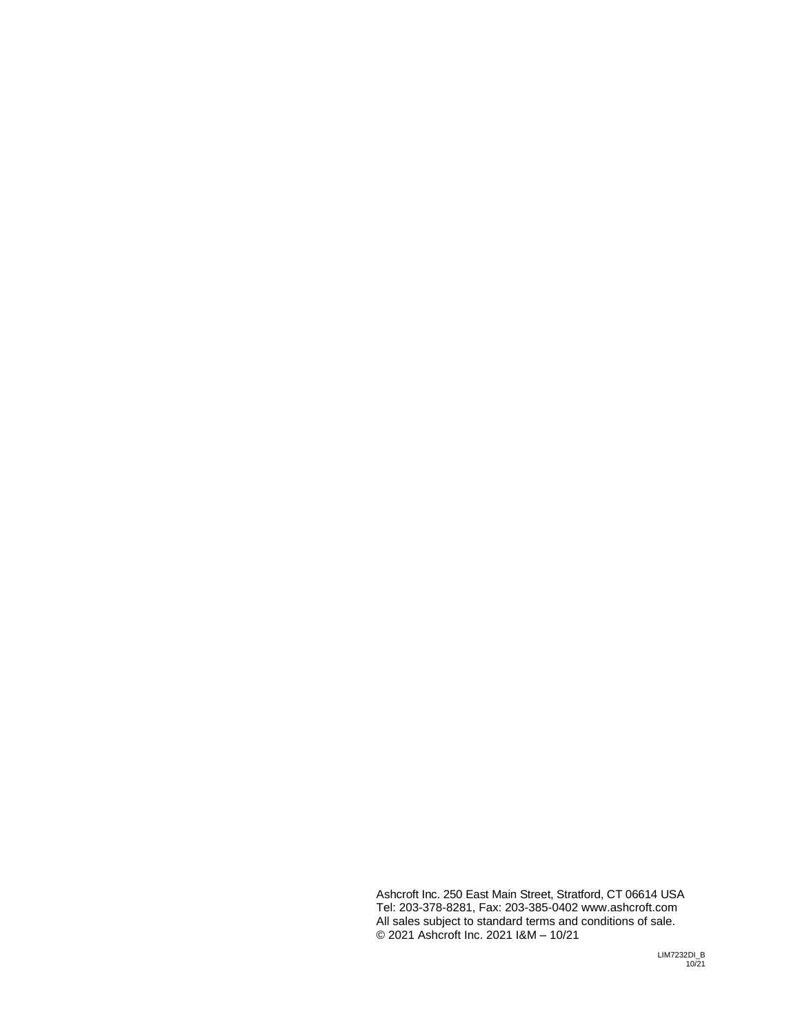Ashcroft Inc. 250 East Main Street, Stratford, CT 06614 USA
Tel: 203-378-8281, Fax: 203-385-0402 www.ashcroft.com
All sales subject to standard terms and conditions of sale.
© 2021 Ashcroft Inc. 2021 I&M – 10/21

LIM7232DI_B
10/21